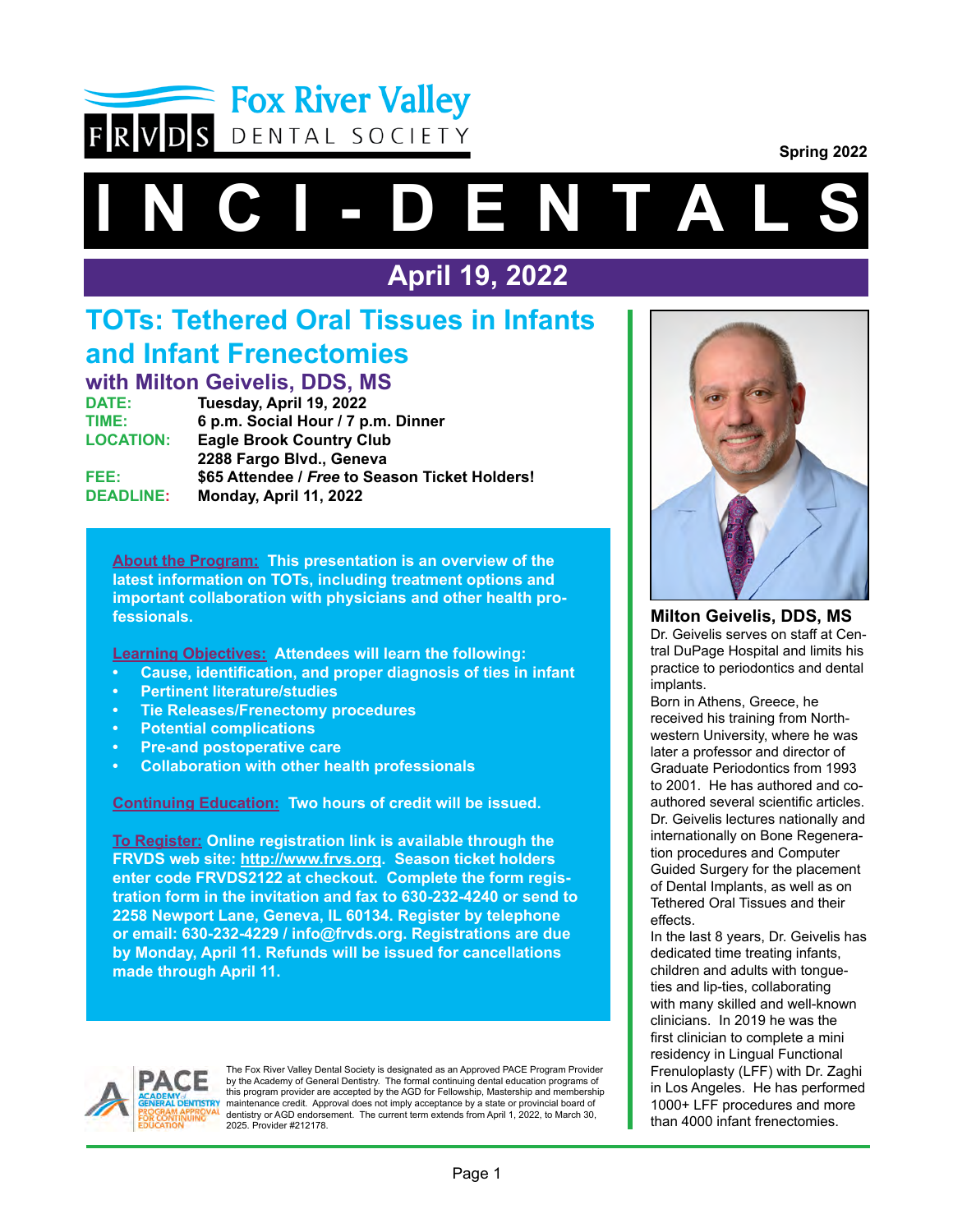# Fox River Valley DENTAL SOCIETY

Spring 2022

# I N C I - D E N T A L S

## April 19, 2022

## TOTs: Tethered Oral Tissues in Infants and Infant Frenectomies

### with Milton Geivelis, DDS, MS

**DATE:** Tuesday, April 19, 2022
**TIME:** 6 p.m. Social Hour / 7 p.m. Dinner
**LOCATION:** Eagle Brook Country Club
2288 Fargo Blvd., Geneva
**FEE:** $65 Attendee / *Free* to Season Ticket Holders!
**DEADLINE:** Monday, April 11, 2022

**About the Program:** This presentation is an overview of the latest information on TOTs, including treatment options and important collaboration with physicians and other health professionals.

**Learning Objectives:** Attendees will learn the following:

- Cause, identification, and proper diagnosis of ties in infant
- Pertinent literature/studies
- Tie Releases/Frenectomy procedures
- Potential complications
- Pre-and postoperative care
- Collaboration with other health professionals

**Continuing Education:** Two hours of credit will be issued.

**To Register:** Online registration link is available through the FRVDS web site: http://www.frvs.org. Season ticket holders enter code FRVDS2122 at checkout. Complete the form registration form in the invitation and fax to 630-232-4240 or send to 2258 Newport Lane, Geneva, IL 60134. Register by telephone or email: 630-232-4229 / info@frvds.org. Registrations are due by Monday, April 11. Refunds will be issued for cancellations made through April 11.

The Fox River Valley Dental Society is designated as an Approved PACE Program Provider by the Academy of General Dentistry. The formal continuing dental education programs of this program provider are accepted by the AGD for Fellowship, Mastership and membership maintenance credit. Approval does not imply acceptance by a state or provincial board of dentistry or AGD endorsement. The current term extends from April 1, 2022, to March 30, 2025. Provider #212178.

**Milton Geivelis, DDS, MS**

Dr. Geivelis serves on staff at Central DuPage Hospital and limits his practice to periodontics and dental implants.

Born in Athens, Greece, he received his training from Northwestern University, where he was later a professor and director of Graduate Periodontics from 1993 to 2001. He has authored and co-authored several scientific articles. Dr. Geivelis lectures nationally and internationally on Bone Regeneration procedures and Computer Guided Surgery for the placement of Dental Implants, as well as on Tethered Oral Tissues and their effects.

In the last 8 years, Dr. Geivelis has dedicated time treating infants, children and adults with tongue-ties and lip-ties, collaborating with many skilled and well-known clinicians. In 2019 he was the first clinician to complete a mini residency in Lingual Functional Frenuloplasty (LFF) with Dr. Zaghi in Los Angeles. He has performed 1000+ LFF procedures and more than 4000 infant frenectomies.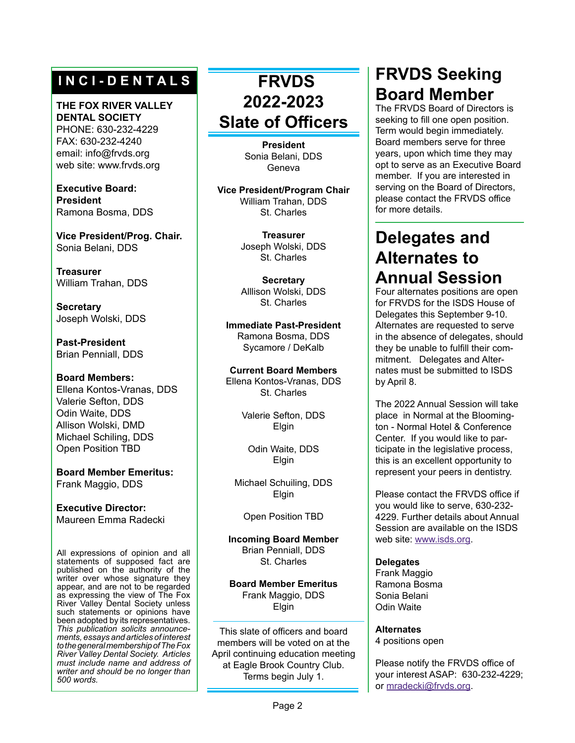## INCI-DENTALS

**THE FOX RIVER VALLEY DENTAL SOCIETY**
PHONE: 630-232-4229
FAX: 630-232-4240
email: info@frvds.org
web site: www.frvds.org

**Executive Board:**
**President**
Ramona Bosma, DDS

**Vice President/Prog. Chair.**
Sonia Belani, DDS

**Treasurer**
William Trahan, DDS

**Secretary**
Joseph Wolski, DDS

**Past-President**
Brian Penniall, DDS

**Board Members:**
Ellena Kontos-Vranas, DDS
Valerie Sefton, DDS
Odin Waite, DDS
Allison Wolski, DMD
Michael Schiling, DDS
Open Position TBD

**Board Member Emeritus:**
Frank Maggio, DDS

**Executive Director:**
Maureen Emma Radecki

All expressions of opinion and all statements of supposed fact are published on the authority of the writer over whose signature they appear, and are not to be regarded as expressing the view of The Fox River Valley Dental Society unless such statements or opinions have been adopted by its representatives. *This publication solicits announcements, essays and articles of interest to the general membership of The Fox River Valley Dental Society. Articles must include name and address of writer and should be no longer than 500 words.*

# FRVDS 2022-2023 Slate of Officers

**President**
Sonia Belani, DDS
Geneva

**Vice President/Program Chair**
William Trahan, DDS
St. Charles

**Treasurer**
Joseph Wolski, DDS
St. Charles

**Secretary**
Alllison Wolski, DDS
St. Charles

**Immediate Past-President**
Ramona Bosma, DDS
Sycamore / DeKalb

**Current Board Members**
Ellena Kontos-Vranas, DDS
St. Charles

Valerie Sefton, DDS
Elgin

Odin Waite, DDS
Elgin

Michael Schuiling, DDS
Elgin

Open Position TBD

**Incoming Board Member**
Brian Penniall, DDS
St. Charles

**Board Member Emeritus**
Frank Maggio, DDS
Elgin

This slate of officers and board members will be voted on at the April continuing education meeting at Eagle Brook Country Club. Terms begin July 1.

# FRVDS Seeking Board Member

The FRVDS Board of Directors is seeking to fill one open position. Term would begin immediately. Board members serve for three years, upon which time they may opt to serve as an Executive Board member. If you are interested in serving on the Board of Directors, please contact the FRVDS office for more details.

# Delegates and Alternates to Annual Session

Four alternates positions are open for FRVDS for the ISDS House of Delegates this September 9-10. Alternates are requested to serve in the absence of delegates, should they be unable to fulfill their commitment. Delegates and Alternates must be submitted to ISDS by April 8.

The 2022 Annual Session will take place in Normal at the Bloomington - Normal Hotel & Conference Center. If you would like to participate in the legislative process, this is an excellent opportunity to represent your peers in dentistry.

Please contact the FRVDS office if you would like to serve, 630-232-4229. Further details about Annual Session are available on the ISDS web site: www.isds.org.

**Delegates**
Frank Maggio
Ramona Bosma
Sonia Belani
Odin Waite

**Alternates**
4 positions open

Please notify the FRVDS office of your interest ASAP: 630-232-4229; or mradecki@frvds.org.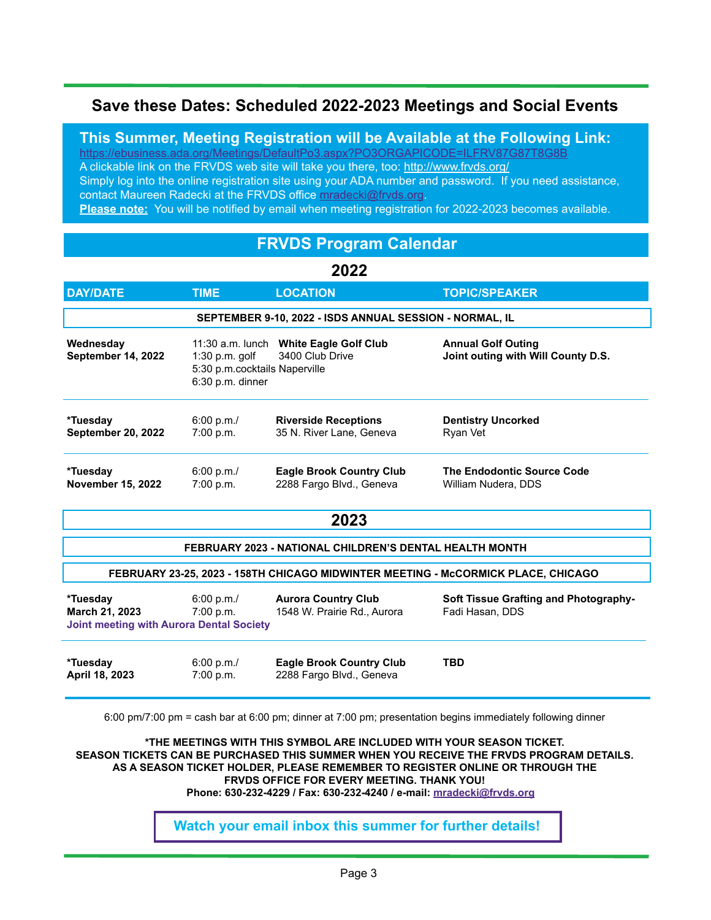## Save these Dates: Scheduled 2022-2023 Meetings and Social Events

### This Summer, Meeting Registration will be Available at the Following Link:

https://ebusiness.ada.org/Meetings/DefaultPo3.aspx?PO3ORGAPICODE=ILFRV87G87T8G8B
A clickable link on the FRVDS web site will take you there, too: http://www.frvds.org/
Simply log into the online registration site using your ADA number and password. If you need assistance, contact Maureen Radecki at the FRVDS office mradecki@frvds.org.
**Please note:** You will be notified by email when meeting registration for 2022-2023 becomes available.

## FRVDS Program Calendar

### 2022

| DAY/DATE | TIME | LOCATION | TOPIC/SPEAKER |
|---|---|---|---|
| **SEPTEMBER 9-10, 2022 - ISDS ANNUAL SESSION - NORMAL, IL** | | | |
| **Wednesday September 14, 2022** | 11:30 a.m. lunch 1:30 p.m. golf 5:30 p.m.cocktails 6:30 p.m. dinner | **White Eagle Golf Club** 3400 Club Drive Naperville | **Annual Golf Outing Joint outing with Will County D.S.** |
| ***Tuesday September 20, 2022** | 6:00 p.m./ 7:00 p.m. | **Riverside Receptions** 35 N. River Lane, Geneva | **Dentistry Uncorked** Ryan Vet |
| ***Tuesday November 15, 2022** | 6:00 p.m./ 7:00 p.m. | **Eagle Brook Country Club** 2288 Fargo Blvd., Geneva | **The Endodontic Source Code** William Nudera, DDS |

### 2023

| DAY/DATE | TIME | LOCATION | TOPIC/SPEAKER |
|---|---|---|---|
| **FEBRUARY 2023 - NATIONAL CHILDREN'S DENTAL HEALTH MONTH** | | | |
| **FEBRUARY 23-25, 2023 - 158TH CHICAGO MIDWINTER MEETING - McCORMICK PLACE, CHICAGO** | | | |
| ***Tuesday March 21, 2023** Joint meeting with Aurora Dental Society | 6:00 p.m./ 7:00 p.m. | **Aurora Country Club** 1548 W. Prairie Rd., Aurora | **Soft Tissue Grafting and Photography-** Fadi Hasan, DDS |
| ***Tuesday April 18, 2023** | 6:00 p.m./ 7:00 p.m. | **Eagle Brook Country Club** 2288 Fargo Blvd., Geneva | **TBD** |

6:00 pm/7:00 pm = cash bar at 6:00 pm; dinner at 7:00 pm; presentation begins immediately following dinner

**\*THE MEETINGS WITH THIS SYMBOL ARE INCLUDED WITH YOUR SEASON TICKET.
SEASON TICKETS CAN BE PURCHASED THIS SUMMER WHEN YOU RECEIVE THE FRVDS PROGRAM DETAILS.
AS A SEASON TICKET HOLDER, PLEASE REMEMBER TO REGISTER ONLINE OR THROUGH THE FRVDS OFFICE FOR EVERY MEETING. THANK YOU!
Phone: 630-232-4229 / Fax: 630-232-4240 / e-mail: mradecki@frvds.org**

**Watch your email inbox this summer for further details!**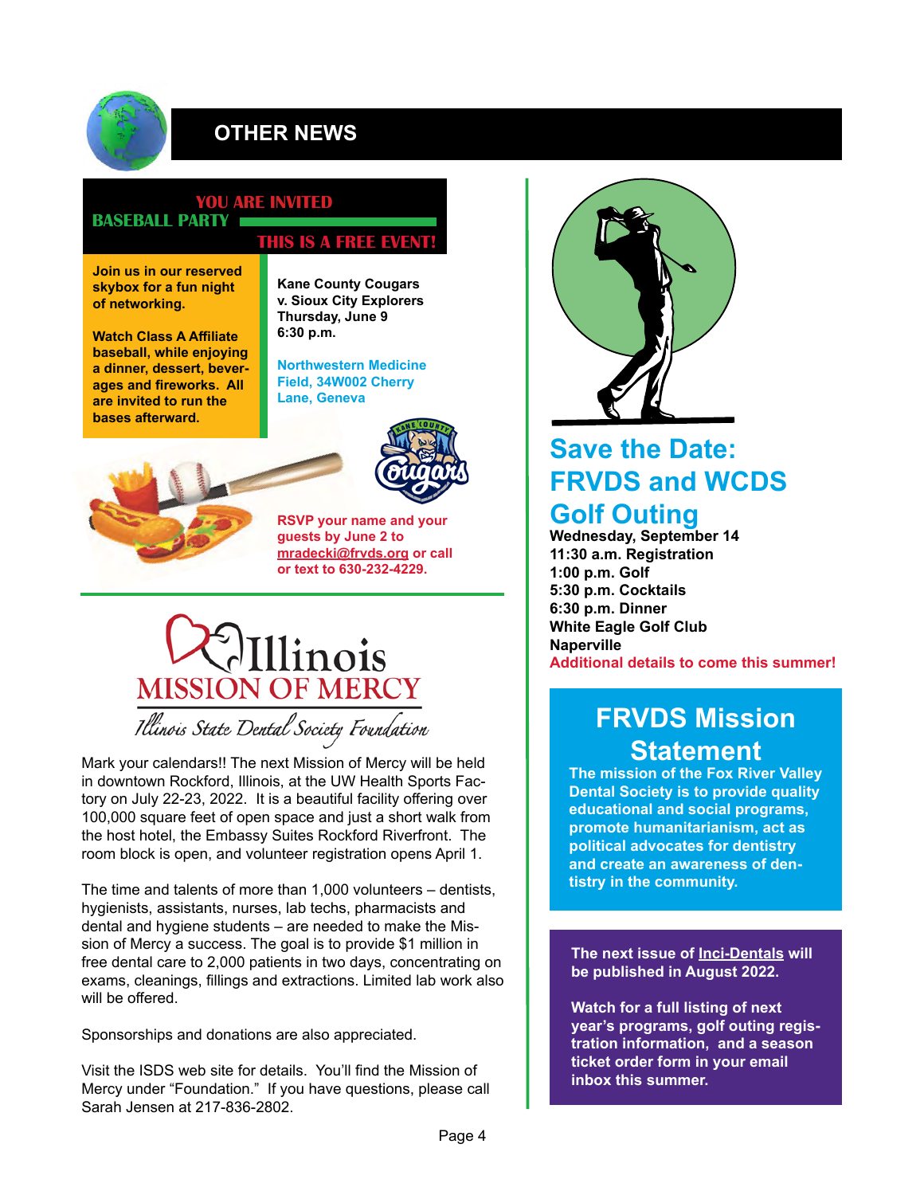## OTHER NEWS

**YOU ARE INVITED**
**BASEBALL PARTY**
**THIS IS A FREE EVENT!**

**Join us in our reserved skybox for a fun night of networking.**

**Watch Class A Affiliate baseball, while enjoying a dinner, dessert, beverages and fireworks. All are invited to run the bases afterward.**

**Kane County Cougars v. Sioux City Explorers**
**Thursday, June 9**
**6:30 p.m.**

**Northwestern Medicine Field, 34W002 Cherry Lane, Geneva**

**RSVP your name and your guests by June 2 to mradecki@frvds.org or call or text to 630-232-4229.**

Illinois MISSION OF MERCY
*Illinois State Dental Society Foundation*

Mark your calendars!! The next Mission of Mercy will be held in downtown Rockford, Illinois, at the UW Health Sports Factory on July 22-23, 2022. It is a beautiful facility offering over 100,000 square feet of open space and just a short walk from the host hotel, the Embassy Suites Rockford Riverfront. The room block is open, and volunteer registration opens April 1.

The time and talents of more than 1,000 volunteers – dentists, hygienists, assistants, nurses, lab techs, pharmacists and dental and hygiene students – are needed to make the Mission of Mercy a success. The goal is to provide $1 million in free dental care to 2,000 patients in two days, concentrating on exams, cleanings, fillings and extractions. Limited lab work also will be offered.

Sponsorships and donations are also appreciated.

Visit the ISDS web site for details. You'll find the Mission of Mercy under "Foundation." If you have questions, please call Sarah Jensen at 217-836-2802.

## Save the Date: FRVDS and WCDS Golf Outing

**Wednesday, September 14**
**11:30 a.m. Registration**
**1:00 p.m. Golf**
**5:30 p.m. Cocktails**
**6:30 p.m. Dinner**
**White Eagle Golf Club**
**Naperville**
**Additional details to come this summer!**

## FRVDS Mission Statement

**The mission of the Fox River Valley Dental Society is to provide quality educational and social programs, promote humanitarianism, act as political advocates for dentistry and create an awareness of dentistry in the community.**

**The next issue of Inci-Dentals will be published in August 2022.**

**Watch for a full listing of next year's programs, golf outing registration information, and a season ticket order form in your email inbox this summer.**